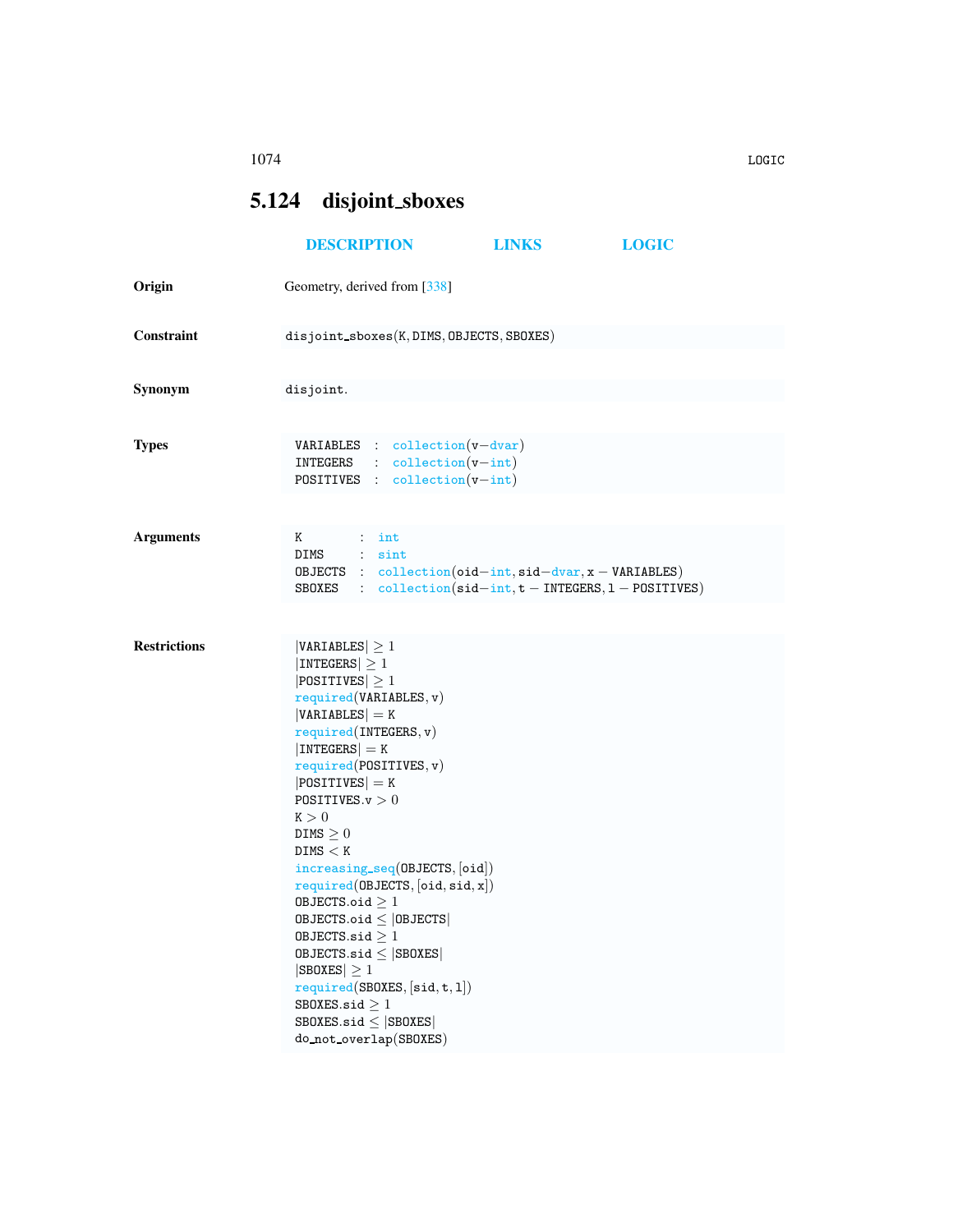## 5.124 disjoint_sboxes

DESCRIPTION LINKS LOGIC

**Origin**

Geometry, derived from [338]

**Constraint**

disjoint_sboxes(K, DIMS, OBJECTS, SBOXES)

**Synonym**

disjoint.

**Types**

```
VARIABLES : collection(v−dvar)
INTEGERS  : collection(v−int)
POSITIVES : collection(v−int)
```

**Arguments**

```
K       : int
DIMS    : sint
OBJECTS : collection(oid−int, sid−dvar, x − VARIABLES)
SBOXES  : collection(sid−int, t − INTEGERS, l − POSITIVES)
```

**Restrictions**

```
|VARIABLES| ≥ 1
|INTEGERS| ≥ 1
|POSITIVES| ≥ 1
required(VARIABLES, v)
|VARIABLES| = K
required(INTEGERS, v)
|INTEGERS| = K
required(POSITIVES, v)
|POSITIVES| = K
POSITIVES.v > 0
K > 0
DIMS ≥ 0
DIMS < K
increasing_seq(OBJECTS, [oid])
required(OBJECTS, [oid, sid, x])
OBJECTS.oid ≥ 1
OBJECTS.oid ≤ |OBJECTS|
OBJECTS.sid ≥ 1
OBJECTS.sid ≤ |SBOXES|
|SBOXES| ≥ 1
required(SBOXES, [sid, t, l])
SBOXES.sid ≥ 1
SBOXES.sid ≤ |SBOXES|
do_not_overlap(SBOXES)
```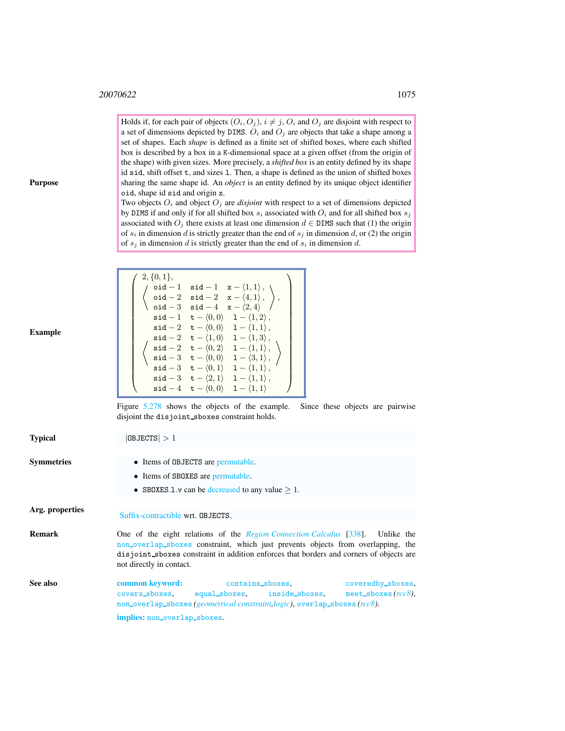**Purpose**

Holds if, for each pair of objects $(O_i, O_j)$, $i \neq j$, $O_i$ and $O_j$ are disjoint with respect to a set of dimensions depicted by `DIMS`. $O_i$ and $O_j$ are objects that take a shape among a set of shapes. Each *shape* is defined as a finite set of shifted boxes, where each shifted box is described by a box in a `K`-dimensional space at a given offset (from the origin of the shape) with given sizes. More precisely, a *shifted box* is an entity defined by its shape id `sid`, shift offset `t`, and sizes `l`. Then, a shape is defined as the union of shifted boxes sharing the same shape id. An *object* is an entity defined by its unique object identifier `oid`, shape id `sid` and origin `x`.

Two objects $O_i$ and object $O_j$ are *disjoint* with respect to a set of dimensions depicted by `DIMS` if and only if for all shifted box $s_i$ associated with $O_i$ and for all shifted box $s_j$ associated with $O_j$ there exists at least one dimension $d \in$ `DIMS` such that (1) the origin of $s_i$ in dimension $d$ is strictly greater than the end of $s_j$ in dimension $d$, or (2) the origin of $s_j$ in dimension $d$ is strictly greater than the end of $s_i$ in dimension $d$.

**Example**

$$
\left(\begin{array}{l}
2, \{0,1\}, \\
\left\langle\begin{array}{lll}
\texttt{oid}-1 & \texttt{sid}-1 & \texttt{x}-\langle 1,1\rangle, \\
\texttt{oid}-2 & \texttt{sid}-2 & \texttt{x}-\langle 4,1\rangle, \\
\texttt{oid}-3 & \texttt{sid}-4 & \texttt{x}-\langle 2,4\rangle
\end{array}\right\rangle, \\
\left\langle\begin{array}{lll}
\texttt{sid}-1 & \texttt{t}-\langle 0,0\rangle & \texttt{l}-\langle 1,2\rangle, \\
\texttt{sid}-2 & \texttt{t}-\langle 0,0\rangle & \texttt{l}-\langle 1,1\rangle, \\
\texttt{sid}-2 & \texttt{t}-\langle 1,0\rangle & \texttt{l}-\langle 1,3\rangle, \\
\texttt{sid}-2 & \texttt{t}-\langle 0,2\rangle & \texttt{l}-\langle 1,1\rangle, \\
\texttt{sid}-3 & \texttt{t}-\langle 0,0\rangle & \texttt{l}-\langle 3,1\rangle, \\
\texttt{sid}-3 & \texttt{t}-\langle 0,1\rangle & \texttt{l}-\langle 1,1\rangle, \\
\texttt{sid}-3 & \texttt{t}-\langle 2,1\rangle & \texttt{l}-\langle 1,1\rangle, \\
\texttt{sid}-4 & \texttt{t}-\langle 0,0\rangle & \texttt{l}-\langle 1,1\rangle
\end{array}\right\rangle
\end{array}\right)
$$

Figure 5.278 shows the objects of the example. Since these objects are pairwise disjoint the `disjoint_sboxes` constraint holds.

**Typical**

$|\texttt{OBJECTS}| > 1$

**Symmetries**

- Items of `OBJECTS` are permutable.
- Items of `SBOXES` are permutable.
- `SBOXES.l.v` can be decreased to any value $\geq 1$.

**Arg. properties**

Suffix-contractible wrt. `OBJECTS`.

**Remark**

One of the eight relations of the *Region Connection Calculus* [338]. Unlike the `non_overlap_sboxes` constraint, which just prevents objects from overlapping, the `disjoint_sboxes` constraint in addition enforces that borders and corners of objects are not directly in contact.

**See also**

**common keyword:** `contains_sboxes`, `coveredby_sboxes`, `covers_sboxes`, `equal_sboxes`, `inside_sboxes`, `meet_sboxes` *(rcc8)*, `non_overlap_sboxes` *(geometrical constraint,logic)*, `overlap_sboxes` *(rcc8)*.

**implies:** `non_overlap_sboxes`.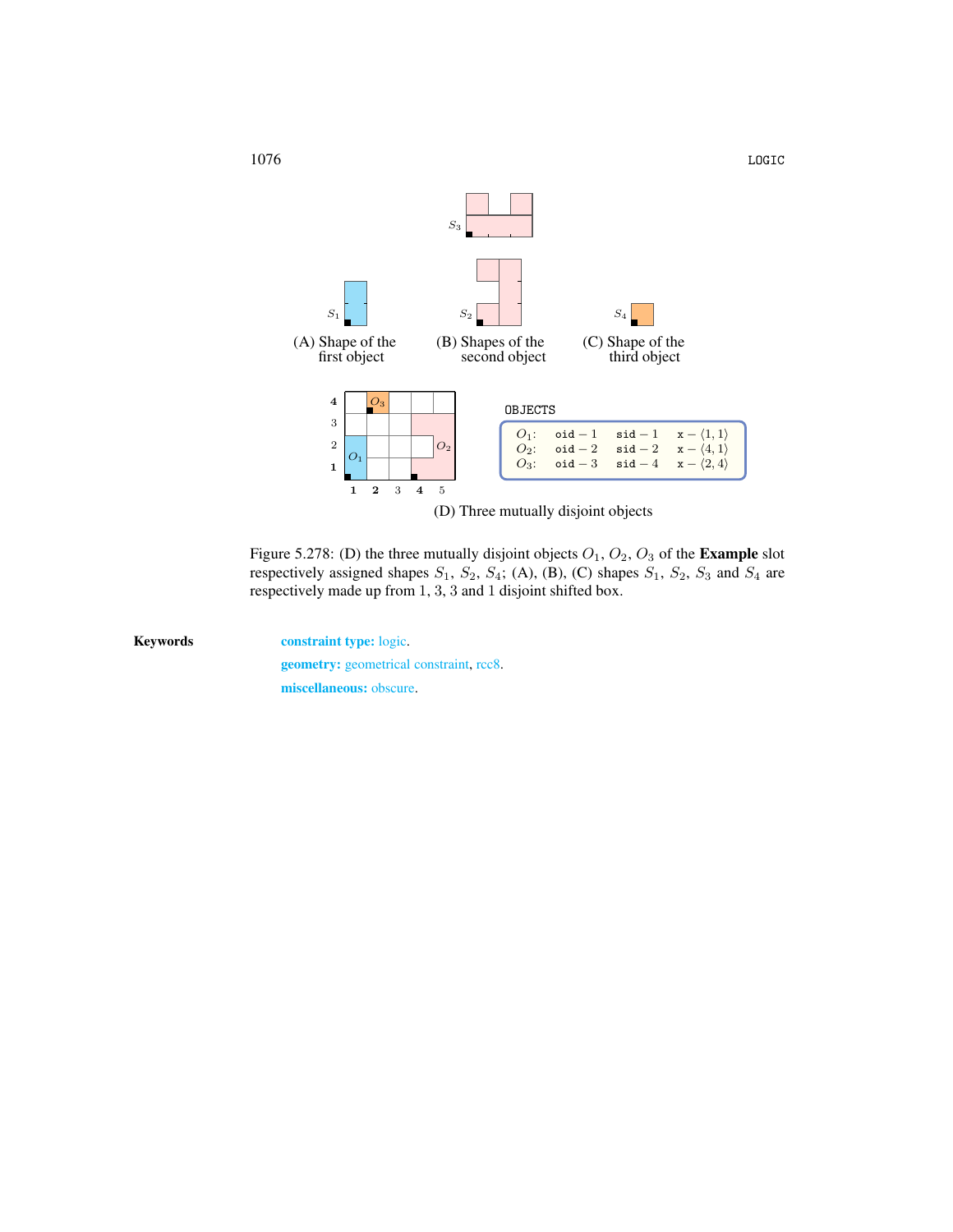$S_3$

$S_1$ $S_2$ $S_4$

(A) Shape of the first object (B) Shapes of the second object (C) Shape of the third object

OBJECTS

| | | | |
|---|---|---|---|
| $O_1$: | oid − 1 | sid − 1 | x − $\langle 1, 1\rangle$ |
| $O_2$: | oid − 2 | sid − 2 | x − $\langle 4, 1\rangle$ |
| $O_3$: | oid − 3 | sid − 4 | x − $\langle 2, 4\rangle$ |

(D) Three mutually disjoint objects

Figure 5.278: (D) the three mutually disjoint objects $O_1$, $O_2$, $O_3$ of the **Example** slot respectively assigned shapes $S_1$, $S_2$, $S_4$; (A), (B), (C) shapes $S_1$, $S_2$, $S_3$ and $S_4$ are respectively made up from 1, 3, 3 and 1 disjoint shifted box.

**Keywords**

**constraint type:** logic.

**geometry:** geometrical constraint, rcc8.

**miscellaneous:** obscure.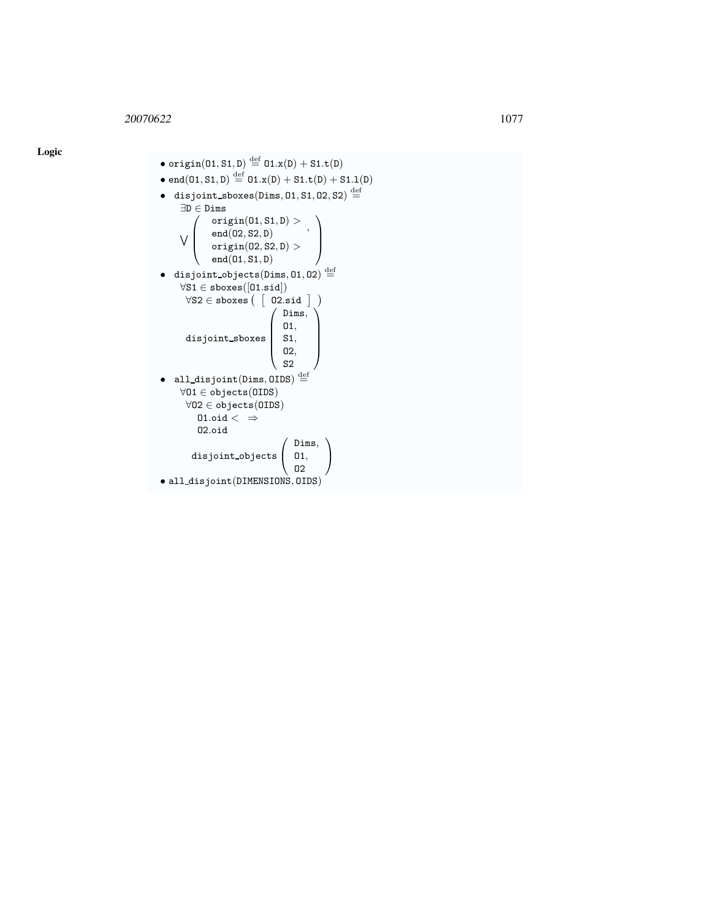**Logic**

- $\texttt{origin}(\texttt{O1}, \texttt{S1}, \texttt{D}) \stackrel{\text{def}}{=} \texttt{O1.x}(\texttt{D}) + \texttt{S1.t}(\texttt{D})$
- $\texttt{end}(\texttt{O1}, \texttt{S1}, \texttt{D}) \stackrel{\text{def}}{=} \texttt{O1.x}(\texttt{D}) + \texttt{S1.t}(\texttt{D}) + \texttt{S1.l}(\texttt{D})$
- $\texttt{disjoint\_sboxes}(\texttt{Dims}, \texttt{O1}, \texttt{S1}, \texttt{O2}, \texttt{S2}) \stackrel{\text{def}}{=}$
  $\exists \texttt{D} \in \texttt{Dims}$
  $$\bigvee \begin{pmatrix} \texttt{origin}(\texttt{O1}, \texttt{S1}, \texttt{D}) > & , \\ \texttt{end}(\texttt{O2}, \texttt{S2}, \texttt{D}) & \\ \texttt{origin}(\texttt{O2}, \texttt{S2}, \texttt{D}) > & \\ \texttt{end}(\texttt{O1}, \texttt{S1}, \texttt{D}) & \end{pmatrix}$$
- $\texttt{disjoint\_objects}(\texttt{Dims}, \texttt{O1}, \texttt{O2}) \stackrel{\text{def}}{=}$
  $\forall \texttt{S1} \in \texttt{sboxes}([\texttt{O1.sid}])$
  $\forall \texttt{S2} \in \texttt{sboxes}\left(\left[\ \texttt{O2.sid}\ \right]\right)$
  $$\texttt{disjoint\_sboxes}\begin{pmatrix} \texttt{Dims}, \\ \texttt{O1}, \\ \texttt{S1}, \\ \texttt{O2}, \\ \texttt{S2} \end{pmatrix}$$
- $\texttt{all\_disjoint}(\texttt{Dims}, \texttt{OIDS}) \stackrel{\text{def}}{=}$
  $\forall \texttt{O1} \in \texttt{objects}(\texttt{OIDS})$
  $\forall \texttt{O2} \in \texttt{objects}(\texttt{OIDS})$
  $\texttt{O1.oid} < \ \Rightarrow$
  $\texttt{O2.oid}$
  $$\texttt{disjoint\_objects}\begin{pmatrix} \texttt{Dims}, \\ \texttt{O1}, \\ \texttt{O2} \end{pmatrix}$$
- $\texttt{all\_disjoint}(\texttt{DIMENSIONS}, \texttt{OIDS})$